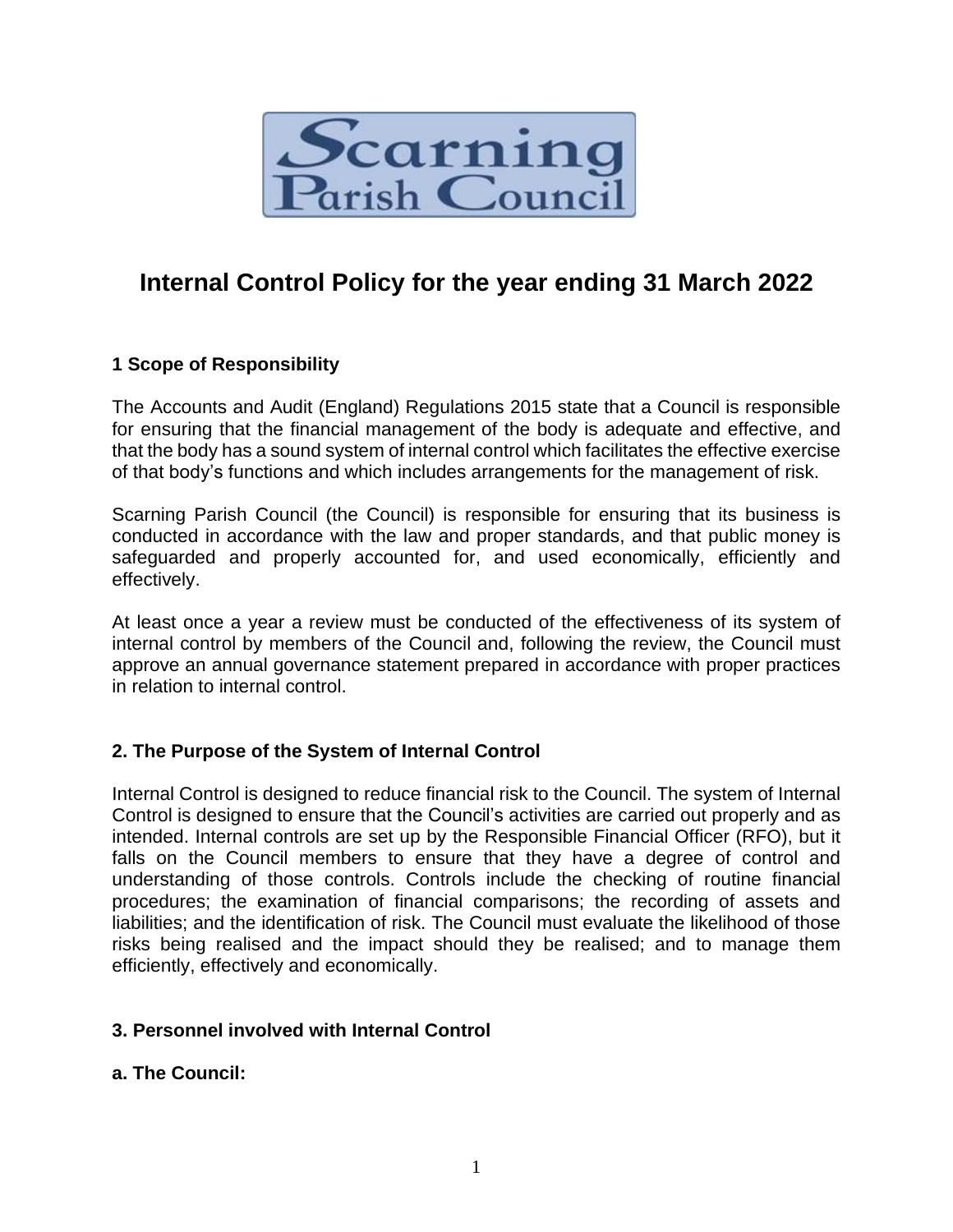Scarning Parish Council

# Internal Control Policy for the year ending 31 March 2022

## 1 Scope of Responsibility

The Accounts and Audit (England) Regulations 2015 state that a Council is responsible for ensuring that the financial management of the body is adequate and effective, and that the body has a sound system of internal control which facilitates the effective exercise of that body's functions and which includes arrangements for the management of risk.

Scarning Parish Council (the Council) is responsible for ensuring that its business is conducted in accordance with the law and proper standards, and that public money is safeguarded and properly accounted for, and used economically, efficiently and effectively.

At least once a year a review must be conducted of the effectiveness of its system of internal control by members of the Council and, following the review, the Council must approve an annual governance statement prepared in accordance with proper practices in relation to internal control.

## 2. The Purpose of the System of Internal Control

Internal Control is designed to reduce financial risk to the Council. The system of Internal Control is designed to ensure that the Council's activities are carried out properly and as intended. Internal controls are set up by the Responsible Financial Officer (RFO), but it falls on the Council members to ensure that they have a degree of control and understanding of those controls. Controls include the checking of routine financial procedures; the examination of financial comparisons; the recording of assets and liabilities; and the identification of risk. The Council must evaluate the likelihood of those risks being realised and the impact should they be realised; and to manage them efficiently, effectively and economically.

## 3. Personnel involved with Internal Control

### a. The Council: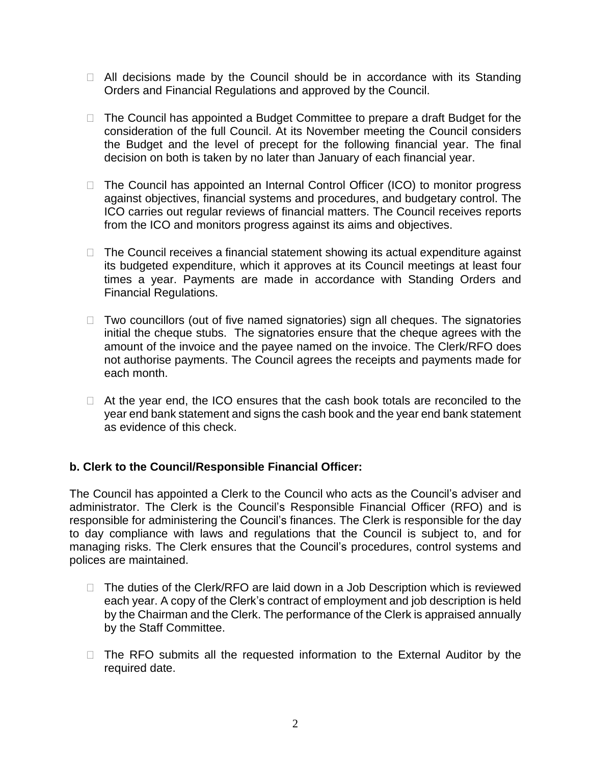- All decisions made by the Council should be in accordance with its Standing Orders and Financial Regulations and approved by the Council.

- The Council has appointed a Budget Committee to prepare a draft Budget for the consideration of the full Council. At its November meeting the Council considers the Budget and the level of precept for the following financial year. The final decision on both is taken by no later than January of each financial year.

- The Council has appointed an Internal Control Officer (ICO) to monitor progress against objectives, financial systems and procedures, and budgetary control. The ICO carries out regular reviews of financial matters. The Council receives reports from the ICO and monitors progress against its aims and objectives.

- The Council receives a financial statement showing its actual expenditure against its budgeted expenditure, which it approves at its Council meetings at least four times a year. Payments are made in accordance with Standing Orders and Financial Regulations.

- Two councillors (out of five named signatories) sign all cheques. The signatories initial the cheque stubs. The signatories ensure that the cheque agrees with the amount of the invoice and the payee named on the invoice. The Clerk/RFO does not authorise payments. The Council agrees the receipts and payments made for each month.

- At the year end, the ICO ensures that the cash book totals are reconciled to the year end bank statement and signs the cash book and the year end bank statement as evidence of this check.

**b. Clerk to the Council/Responsible Financial Officer:**

The Council has appointed a Clerk to the Council who acts as the Council's adviser and administrator. The Clerk is the Council's Responsible Financial Officer (RFO) and is responsible for administering the Council's finances. The Clerk is responsible for the day to day compliance with laws and regulations that the Council is subject to, and for managing risks. The Clerk ensures that the Council's procedures, control systems and polices are maintained.

- The duties of the Clerk/RFO are laid down in a Job Description which is reviewed each year. A copy of the Clerk's contract of employment and job description is held by the Chairman and the Clerk. The performance of the Clerk is appraised annually by the Staff Committee.

- The RFO submits all the requested information to the External Auditor by the required date.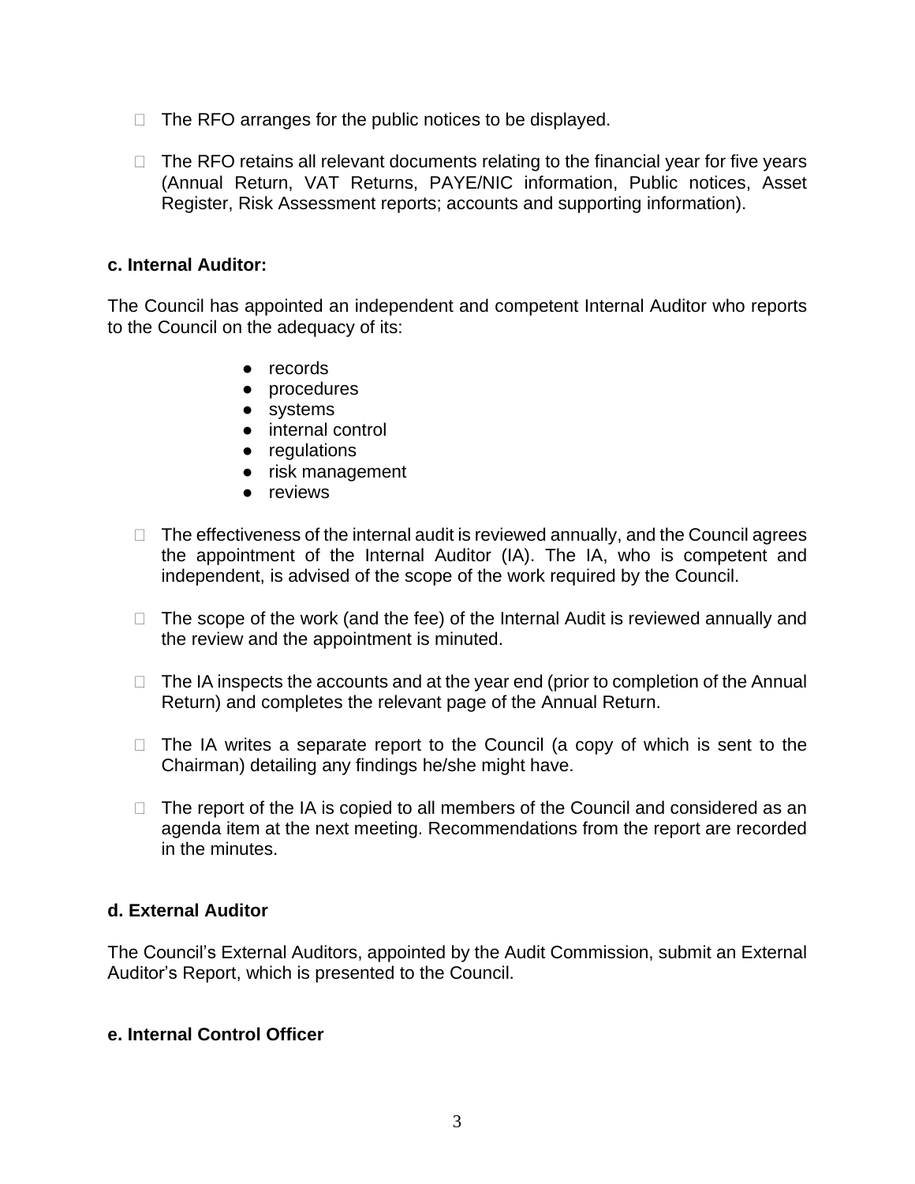- The RFO arranges for the public notices to be displayed.

- The RFO retains all relevant documents relating to the financial year for five years (Annual Return, VAT Returns, PAYE/NIC information, Public notices, Asset Register, Risk Assessment reports; accounts and supporting information).

**c. Internal Auditor:**

The Council has appointed an independent and competent Internal Auditor who reports to the Council on the adequacy of its:

- records
- procedures
- systems
- internal control
- regulations
- risk management
- reviews

- The effectiveness of the internal audit is reviewed annually, and the Council agrees the appointment of the Internal Auditor (IA). The IA, who is competent and independent, is advised of the scope of the work required by the Council.

- The scope of the work (and the fee) of the Internal Audit is reviewed annually and the review and the appointment is minuted.

- The IA inspects the accounts and at the year end (prior to completion of the Annual Return) and completes the relevant page of the Annual Return.

- The IA writes a separate report to the Council (a copy of which is sent to the Chairman) detailing any findings he/she might have.

- The report of the IA is copied to all members of the Council and considered as an agenda item at the next meeting. Recommendations from the report are recorded in the minutes.

**d. External Auditor**

The Council's External Auditors, appointed by the Audit Commission, submit an External Auditor's Report, which is presented to the Council.

**e. Internal Control Officer**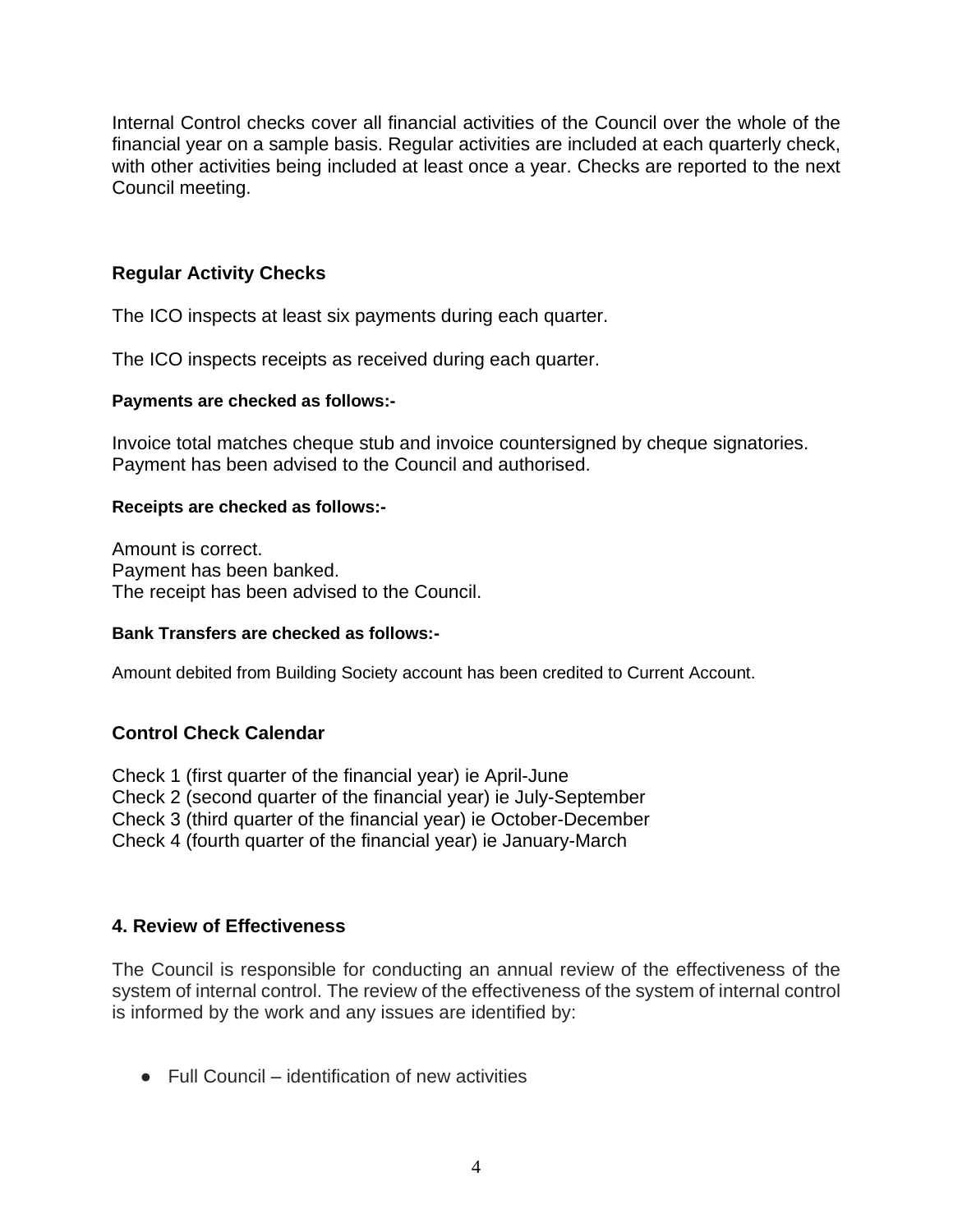Internal Control checks cover all financial activities of the Council over the whole of the financial year on a sample basis. Regular activities are included at each quarterly check, with other activities being included at least once a year. Checks are reported to the next Council meeting.

### Regular Activity Checks

The ICO inspects at least six payments during each quarter.

The ICO inspects receipts as received during each quarter.

#### Payments are checked as follows:-

Invoice total matches cheque stub and invoice countersigned by cheque signatories.
Payment has been advised to the Council and authorised.

#### Receipts are checked as follows:-

Amount is correct.
Payment has been banked.
The receipt has been advised to the Council.

#### Bank Transfers are checked as follows:-

Amount debited from Building Society account has been credited to Current Account.

### Control Check Calendar

Check 1 (first quarter of the financial year) ie April-June
Check 2 (second quarter of the financial year) ie July-September
Check 3 (third quarter of the financial year) ie October-December
Check 4 (fourth quarter of the financial year) ie January-March

## 4. Review of Effectiveness

The Council is responsible for conducting an annual review of the effectiveness of the system of internal control. The review of the effectiveness of the system of internal control is informed by the work and any issues are identified by:

- Full Council – identification of new activities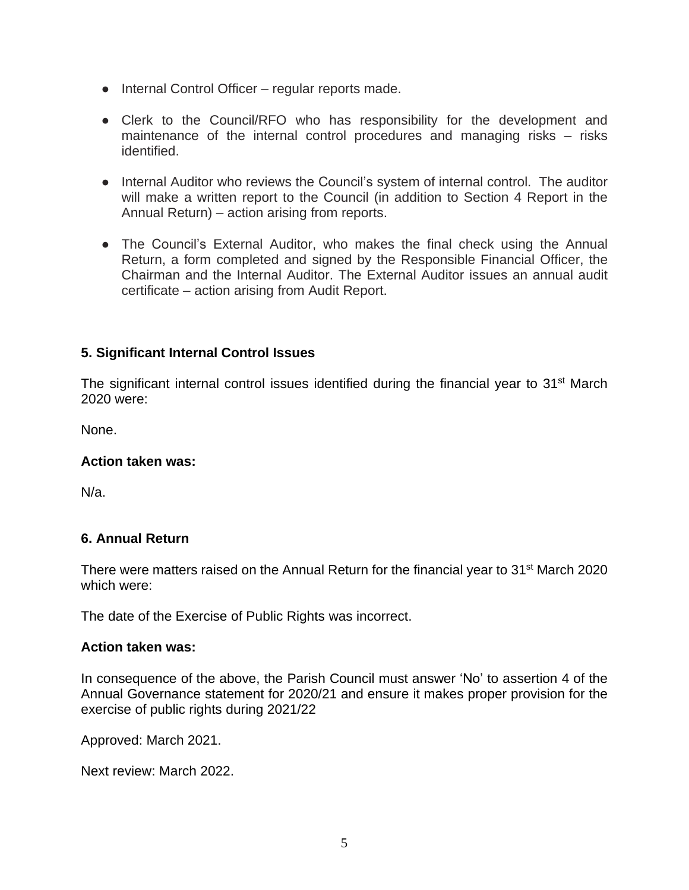- Internal Control Officer – regular reports made.
- Clerk to the Council/RFO who has responsibility for the development and maintenance of the internal control procedures and managing risks – risks identified.
- Internal Auditor who reviews the Council's system of internal control. The auditor will make a written report to the Council (in addition to Section 4 Report in the Annual Return) – action arising from reports.
- The Council's External Auditor, who makes the final check using the Annual Return, a form completed and signed by the Responsible Financial Officer, the Chairman and the Internal Auditor. The External Auditor issues an annual audit certificate – action arising from Audit Report.

## 5. Significant Internal Control Issues

The significant internal control issues identified during the financial year to 31st March 2020 were:

None.

**Action taken was:**

N/a.

## 6. Annual Return

There were matters raised on the Annual Return for the financial year to 31st March 2020 which were:

The date of the Exercise of Public Rights was incorrect.

**Action taken was:**

In consequence of the above, the Parish Council must answer 'No' to assertion 4 of the Annual Governance statement for 2020/21 and ensure it makes proper provision for the exercise of public rights during 2021/22

Approved: March 2021.

Next review: March 2022.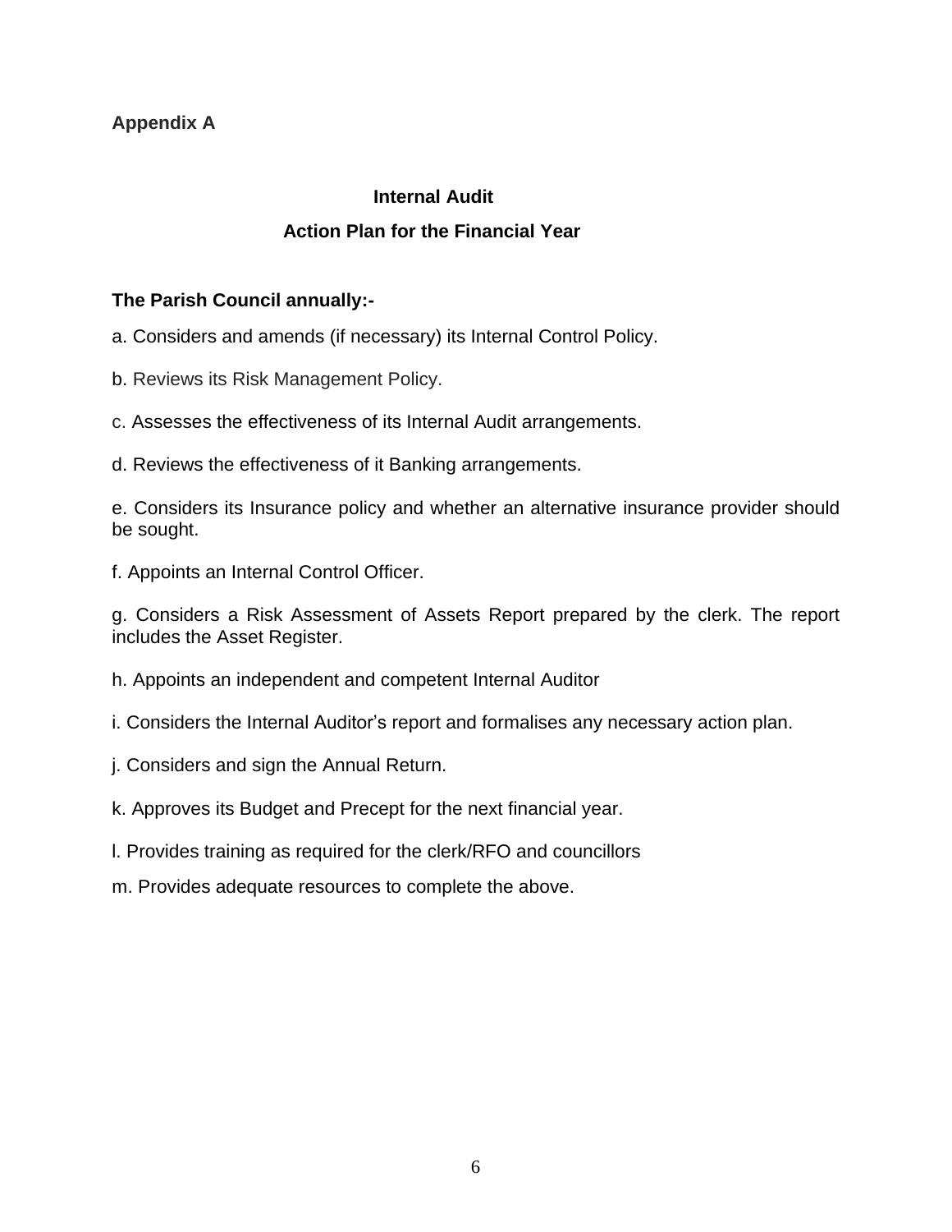**Appendix A**

## Internal Audit

## Action Plan for the Financial Year

**The Parish Council annually:-**

a. Considers and amends (if necessary) its Internal Control Policy.

b. Reviews its Risk Management Policy.

c. Assesses the effectiveness of its Internal Audit arrangements.

d. Reviews the effectiveness of it Banking arrangements.

e. Considers its Insurance policy and whether an alternative insurance provider should be sought.

f. Appoints an Internal Control Officer.

g. Considers a Risk Assessment of Assets Report prepared by the clerk. The report includes the Asset Register.

h. Appoints an independent and competent Internal Auditor

i. Considers the Internal Auditor's report and formalises any necessary action plan.

j. Considers and sign the Annual Return.

k. Approves its Budget and Precept for the next financial year.

l. Provides training as required for the clerk/RFO and councillors

m. Provides adequate resources to complete the above.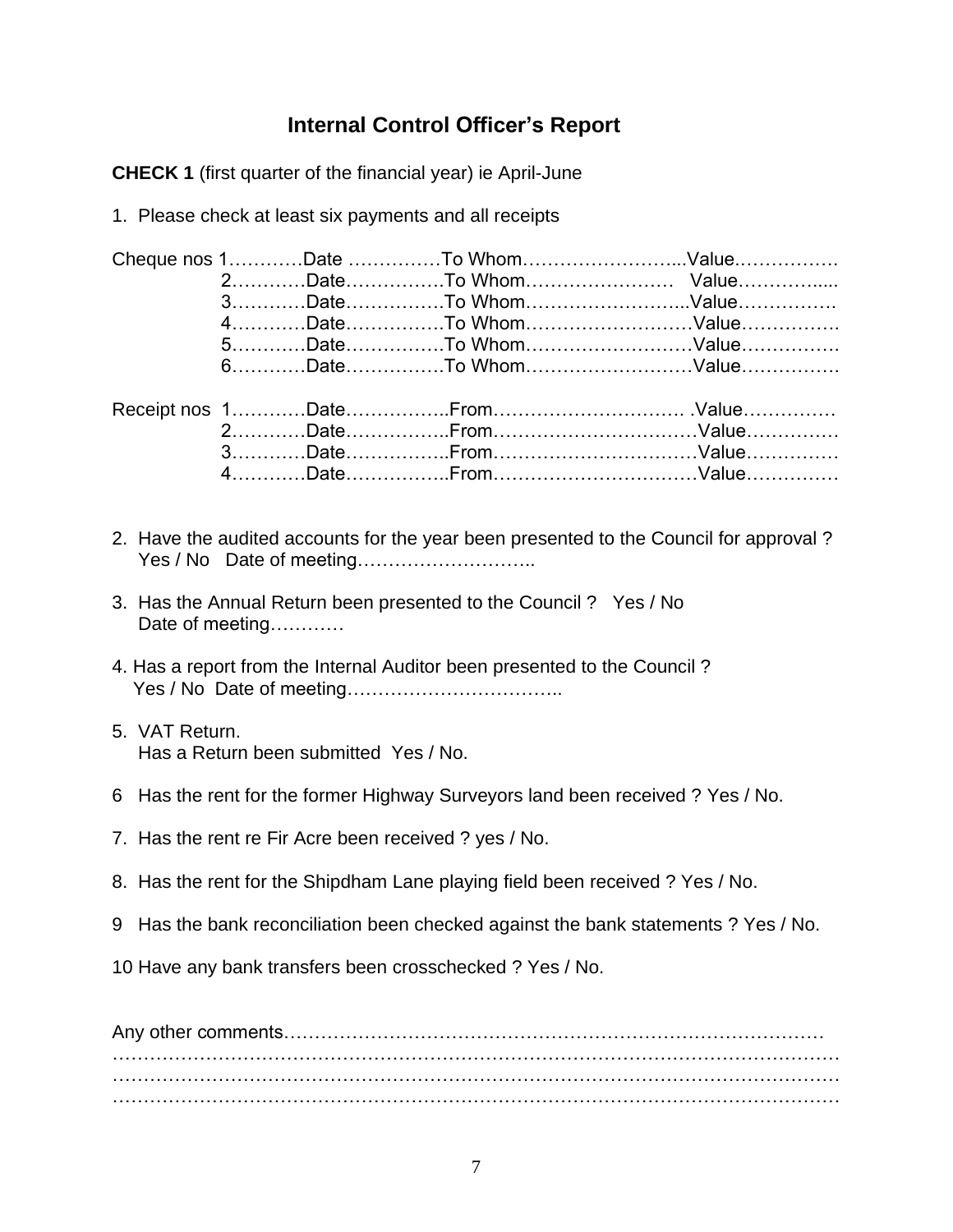# Internal Control Officer's Report

**CHECK 1** (first quarter of the financial year) ie April-June

1. Please check at least six payments and all receipts

Cheque nos 1…………Date ……………To Whom……………………...Value…………….
2…………Date…………….To Whom……………………  Value…………....
3…………Date…………….To Whom……………………...Value…………….
4…………Date…………….To Whom………………………Value…………….
5…………Date…………….To Whom………………………Value…………….
6…………Date…………….To Whom………………………Value…………….

Receipt nos 1…………Date……………..From………………………… .Value……………
2…………Date……………..From……………………………Value……………
3…………Date……………..From……………………………Value……………
4…………Date……………..From……………………………Value……………

2. Have the audited accounts for the year been presented to the Council for approval ?
   Yes / No  Date of meeting………………………..

3. Has the Annual Return been presented to the Council ?  Yes / No
   Date of meeting…………

4. Has a report from the Internal Auditor been presented to the Council ?
   Yes / No  Date of meeting……………………………..

5. VAT Return.
   Has a Return been submitted  Yes / No.

6  Has the rent for the former Highway Surveyors land been received ? Yes / No.

7. Has the rent re Fir Acre been received ? yes / No.

8. Has the rent for the Shipdham Lane playing field been received ? Yes / No.

9  Has the bank reconciliation been checked against the bank statements ? Yes / No.

10 Have any bank transfers been crosschecked ? Yes / No.

Any other comments……………………………………………………………………………
……………………………………………………………………………………………………
……………………………………………………………………………………………………
……………………………………………………………………………………………………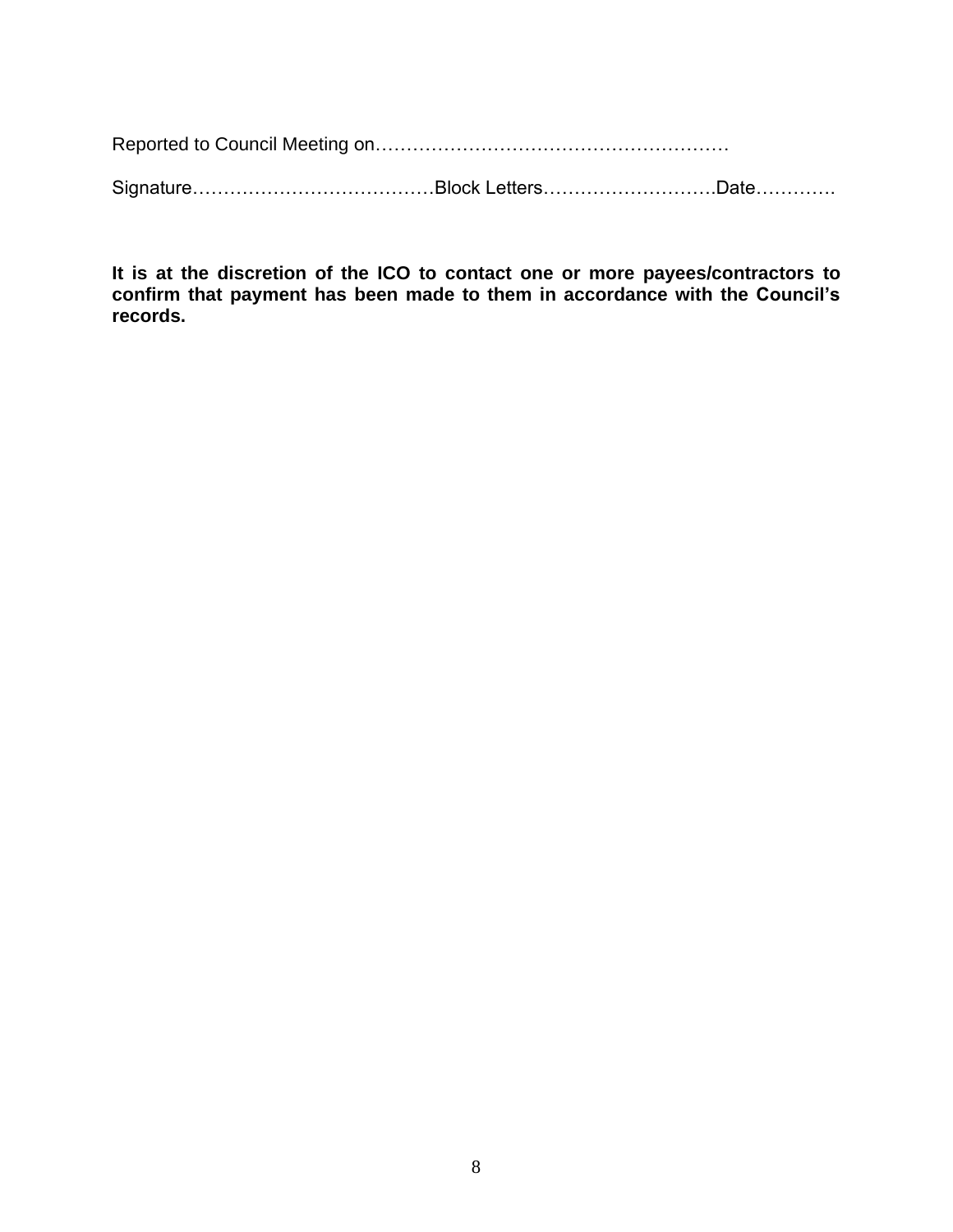Reported to Council Meeting on…………………………………………………

Signature…………………………………Block Letters……………………….Date…………

**It is at the discretion of the ICO to contact one or more payees/contractors to confirm that payment has been made to them in accordance with the Council's records.**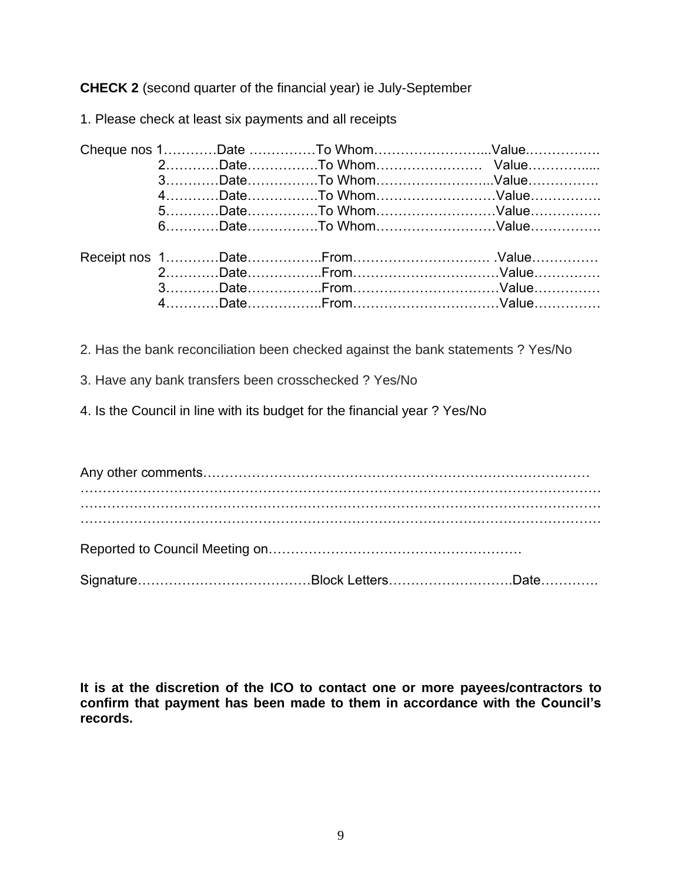**CHECK 2** (second quarter of the financial year) ie July-September

1. Please check at least six payments and all receipts

Cheque nos 1…………Date ……………To Whom……………………...Value…………….
2…………Date…………….To Whom……………………  Value…………....
3…………Date…………….To Whom……………………...Value…………….
4…………Date…………….To Whom………………………Value…………….
5…………Date…………….To Whom………………………Value…………….
6…………Date…………….To Whom………………………Value…………….

Receipt nos 1…………Date……………..From…………………………. .Value……………
2…………Date……………..From……………………………Value……………
3…………Date……………..From……………………………Value……………
4…………Date……………..From……………………………Value……………

2. Has the bank reconciliation been checked against the bank statements ? Yes/No

3. Have any bank transfers been crosschecked ? Yes/No

4. Is the Council in line with its budget for the financial year ? Yes/No

Any other comments……………………………………………………………………………
……………………………………………………………………………………………………
……………………………………………………………………………………………………
……………………………………………………………………………………………………

Reported to Council Meeting on…………………………………………………

Signature…………………………………Block Letters……………………….Date…………

**It is at the discretion of the ICO to contact one or more payees/contractors to confirm that payment has been made to them in accordance with the Council's records.**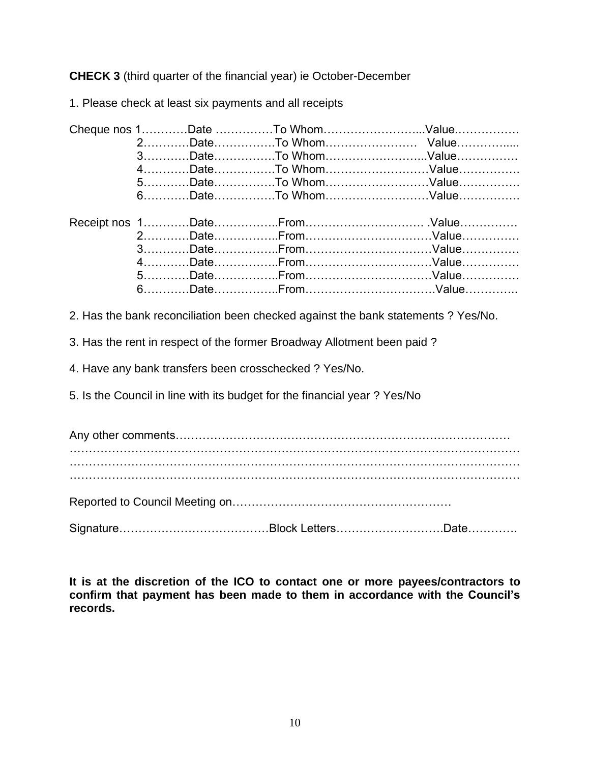**CHECK 3** (third quarter of the financial year) ie October-December

1. Please check at least six payments and all receipts

Cheque nos 1…………Date ……………To Whom……………………...Value.……………
2…………Date……………To Whom……………………   Value…………....
3…………Date……………To Whom……………………...Value…………….
4…………Date……………To Whom………………………Value…………….
5…………Date……………To Whom………………………Value…………….
6…………Date……………To Whom………………………Value…………….

Receipt nos  1…………Date……………..From………………………… .Value……………
2…………Date……………..From……………………………Value……………
3…………Date……………..From……………………………Value……………
4…………Date……………..From……………………………Value……………
5…………Date……………..From……………………………Value……………
6…………Date……………..From…………………………….Value…………...

2. Has the bank reconciliation been checked against the bank statements ? Yes/No.

3. Has the rent in respect of the former Broadway Allotment been paid ?

4. Have any bank transfers been crosschecked ? Yes/No.

5. Is the Council in line with its budget for the financial year ? Yes/No

Any other comments……………………………………………………………………………
……………………………………………………………………………………………………
……………………………………………………………………………………………………
……………………………………………………………………………………………………

Reported to Council Meeting on…………………………………………………

Signature…………………………………Block Letters……………………….Date………….

**It is at the discretion of the ICO to contact one or more payees/contractors to confirm that payment has been made to them in accordance with the Council's records.**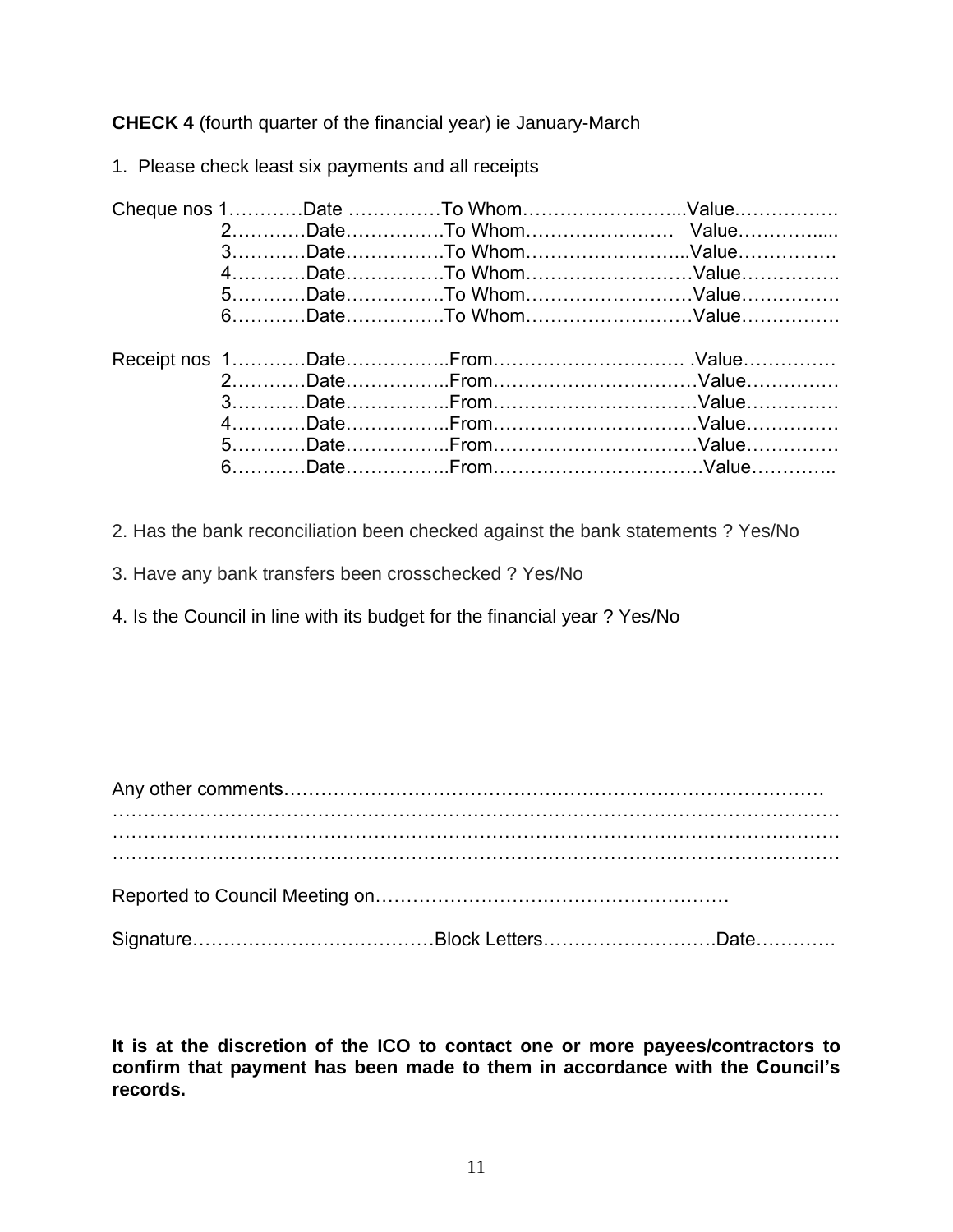**CHECK 4** (fourth quarter of the financial year) ie January-March

1. Please check least six payments and all receipts

Cheque nos 1…………Date ……………To Whom……………………...Value.…………….
2…………Date……………To Whom……………………  Value…………....
3…………Date……………To Whom……………………...Value…………….
4…………Date……………To Whom………………………Value…………….
5…………Date……………To Whom………………………Value…………….
6…………Date……………To Whom………………………Value…………….

Receipt nos 1…………Date……………..From………………………… .Value……………
2…………Date……………..From……………………………Value……………
3…………Date……………..From……………………………Value……………
4…………Date……………..From……………………………Value……………
5…………Date……………..From……………………………Value……………
6…………Date……………..From…………………………….Value…………..

2. Has the bank reconciliation been checked against the bank statements ? Yes/No

3. Have any bank transfers been crosschecked ? Yes/No

4. Is the Council in line with its budget for the financial year ? Yes/No

Any other comments…………………………………………………………………………
……………………………………………………………………………………………………
……………………………………………………………………………………………………
……………………………………………………………………………………………………

Reported to Council Meeting on…………………………………………………

Signature…………………………………Block Letters……………………….Date………….

**It is at the discretion of the ICO to contact one or more payees/contractors to confirm that payment has been made to them in accordance with the Council's records.**